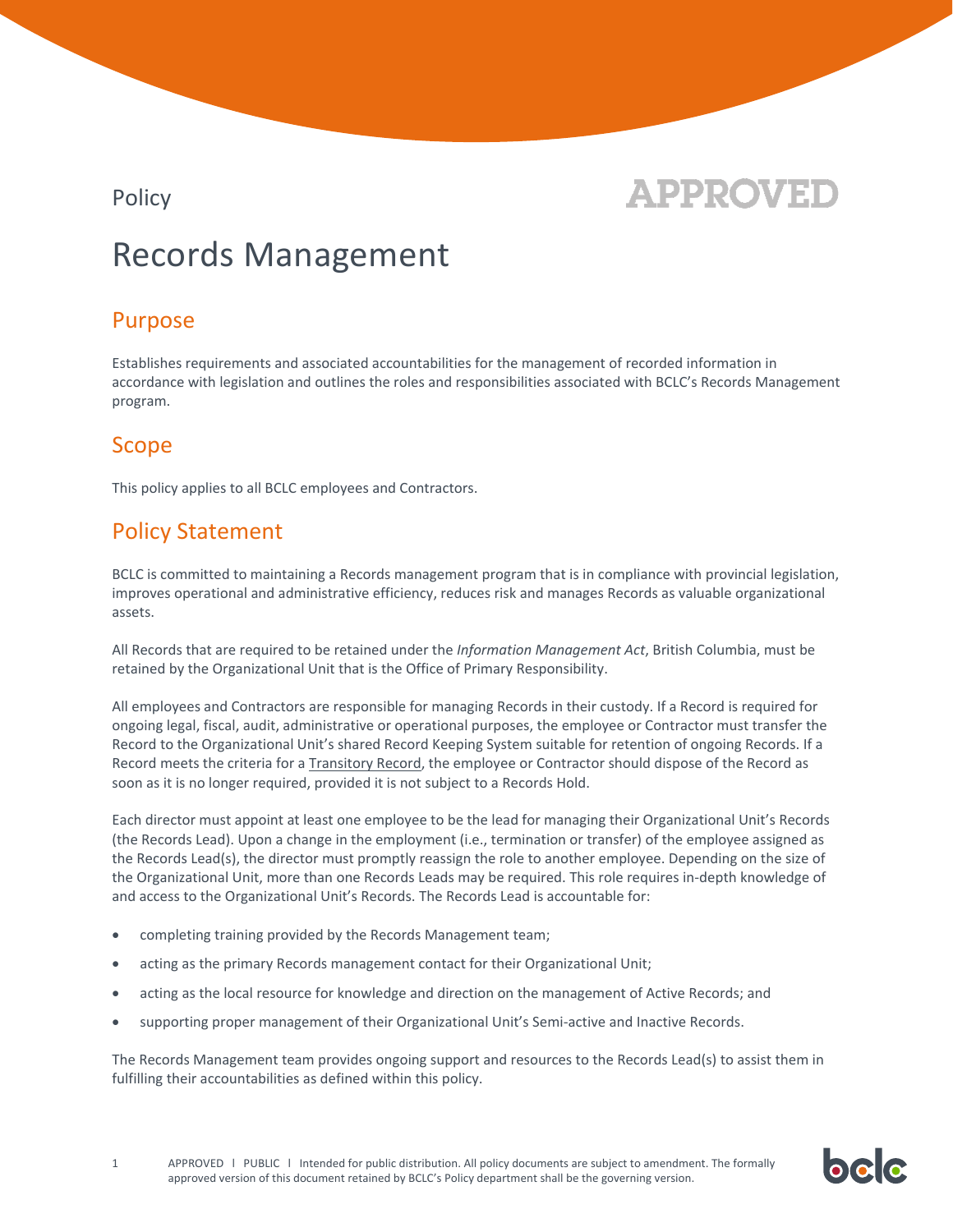Policy

APPROVED

# Records Management

## Purpose

Establishes requirements and associated accountabilities for the management of recorded information in accordance with legislation and outlines the roles and responsibilities associated with BCLC's Records Management program.

## Scope

This policy applies to all BCLC employees and Contractors.

## Policy Statement

BCLC is committed to maintaining a Records management program that is in compliance with provincial legislation, improves operational and administrative efficiency, reduces risk and manages Records as valuable organizational assets.

All Records that are required to be retained under the *Information Management Act*, British Columbia, must be retained by the Organizational Unit that is the Office of Primary Responsibility.

All employees and Contractors are responsible for managing Records in their custody. If a Record is required for ongoing legal, fiscal, audit, administrative or operational purposes, the employee or Contractor must transfer the Record to the Organizational Unit's shared Record Keeping System suitable for retention of ongoing Records. If a Record meets the criteria for a Transitory Record, the employee or Contractor should dispose of the Record as soon as it is no longer required, provided it is not subject to a Records Hold.

Each director must appoint at least one employee to be the lead for managing their Organizational Unit's Records (the Records Lead). Upon a change in the employment (i.e., termination or transfer) of the employee assigned as the Records Lead(s), the director must promptly reassign the role to another employee. Depending on the size of the Organizational Unit, more than one Records Leads may be required. This role requires in-depth knowledge of and access to the Organizational Unit's Records. The Records Lead is accountable for:

- completing training provided by the Records Management team;
- acting as the primary Records management contact for their Organizational Unit;
- acting as the local resource for knowledge and direction on the management of Active Records; and
- supporting proper management of their Organizational Unit's Semi-active and Inactive Records.

The Records Management team provides ongoing support and resources to the Records Lead(s) to assist them in fulfilling their accountabilities as defined within this policy.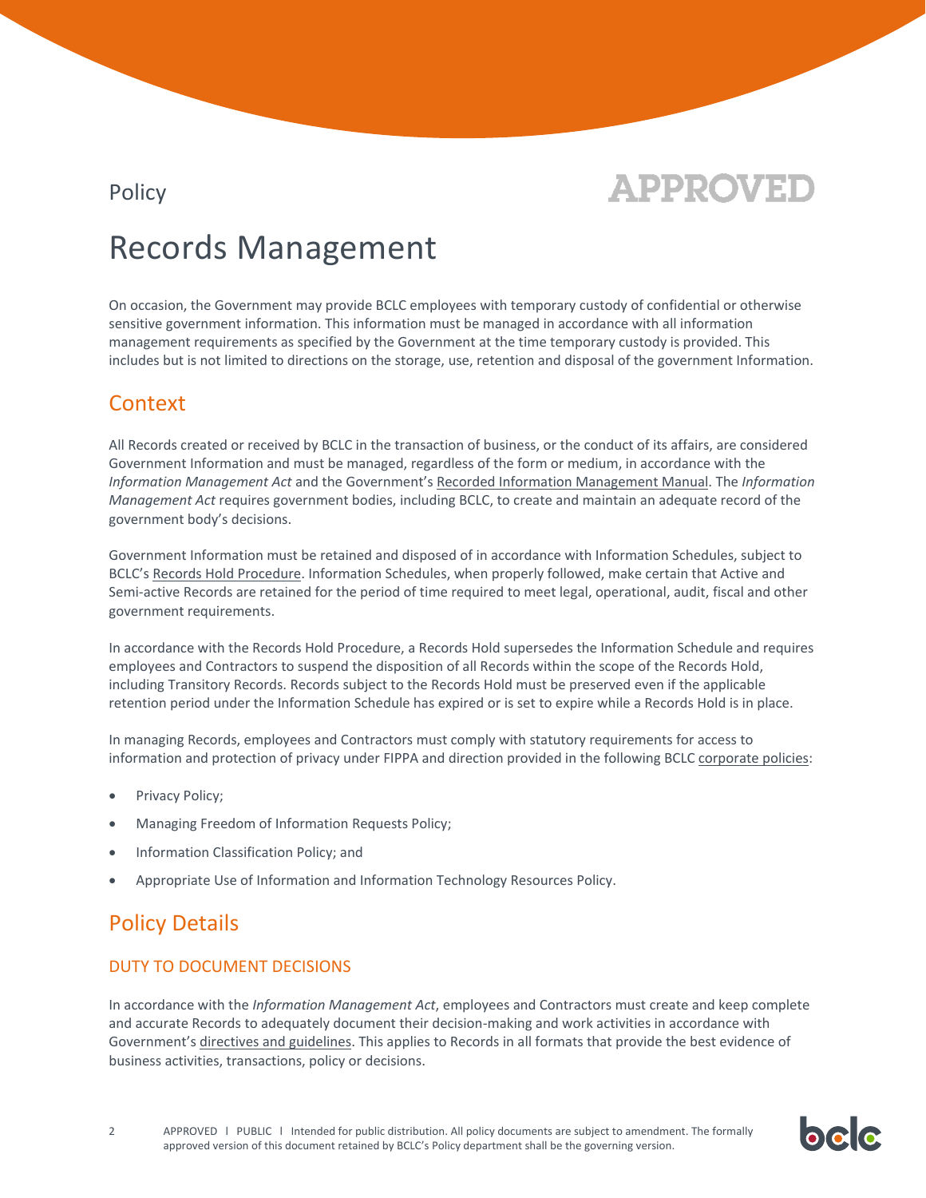Policy

APPROVED

# Records Management

On occasion, the Government may provide BCLC employees with temporary custody of confidential or otherwise sensitive government information. This information must be managed in accordance with all information management requirements as specified by the Government at the time temporary custody is provided. This includes but is not limited to directions on the storage, use, retention and disposal of the government Information.

## Context

All Records created or received by BCLC in the transaction of business, or the conduct of its affairs, are considered Government Information and must be managed, regardless of the form or medium, in accordance with the *Information Management Act* and the Government's Recorded Information Management Manual. The *Information Management Act* requires government bodies, including BCLC, to create and maintain an adequate record of the government body's decisions.

Government Information must be retained and disposed of in accordance with Information Schedules, subject to BCLC's Records Hold Procedure. Information Schedules, when properly followed, make certain that Active and Semi-active Records are retained for the period of time required to meet legal, operational, audit, fiscal and other government requirements.

In accordance with the Records Hold Procedure, a Records Hold supersedes the Information Schedule and requires employees and Contractors to suspend the disposition of all Records within the scope of the Records Hold, including Transitory Records. Records subject to the Records Hold must be preserved even if the applicable retention period under the Information Schedule has expired or is set to expire while a Records Hold is in place.

In managing Records, employees and Contractors must comply with statutory requirements for access to information and protection of privacy under FIPPA and direction provided in the following BCLC corporate policies:

- Privacy Policy;
- Managing Freedom of Information Requests Policy;
- Information Classification Policy; and
- Appropriate Use of Information and Information Technology Resources Policy.

## Policy Details

### DUTY TO DOCUMENT DECISIONS

In accordance with the *Information Management Act*, employees and Contractors must create and keep complete and accurate Records to adequately document their decision-making and work activities in accordance with Government's directives and guidelines. This applies to Records in all formats that provide the best evidence of business activities, transactions, policy or decisions.

APPROVED | PUBLIC | Intended for public distribution. All policy documents are subject to amendment. The formally approved version of this document retained by BCLC's Policy department shall be the governing version.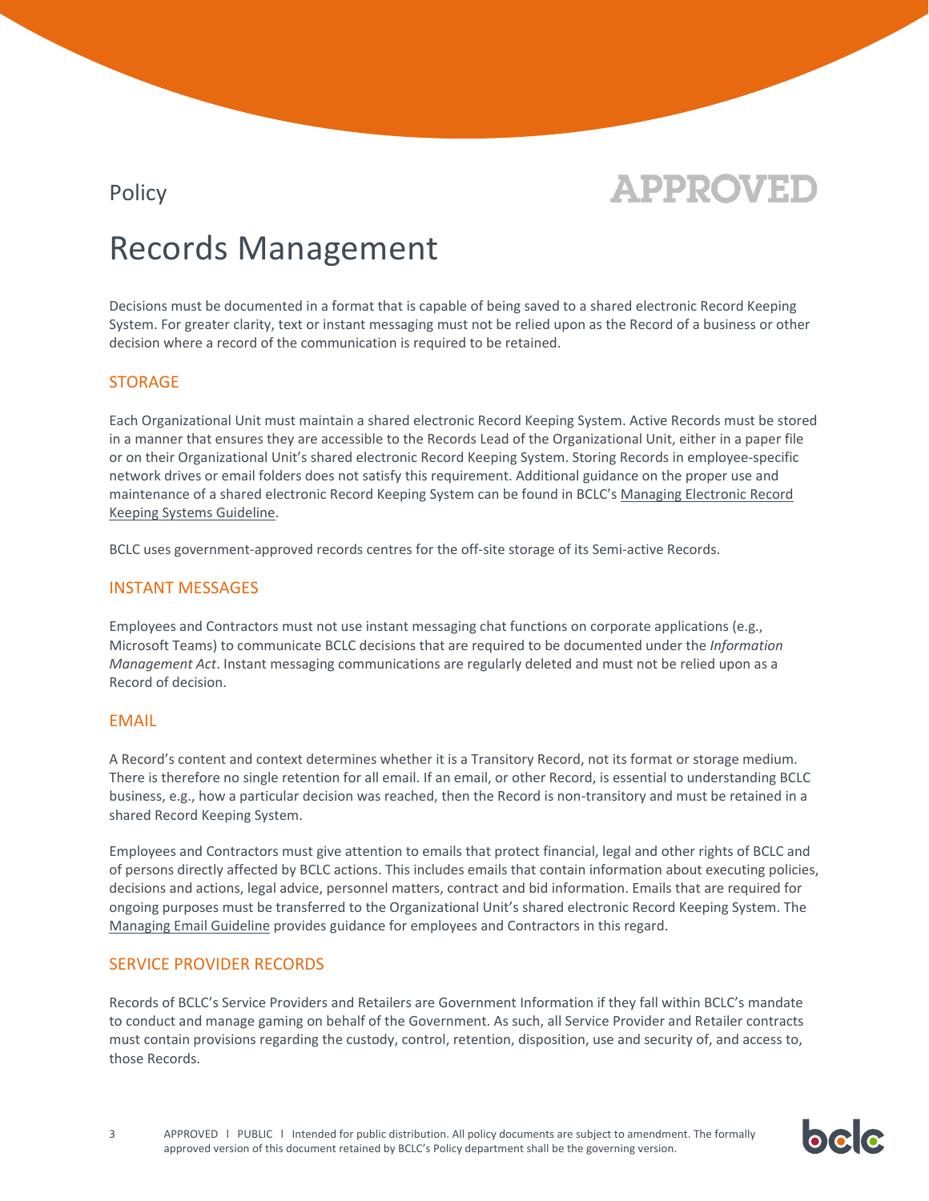Policy

APPROVED

# Records Management

Decisions must be documented in a format that is capable of being saved to a shared electronic Record Keeping System. For greater clarity, text or instant messaging must not be relied upon as the Record of a business or other decision where a record of the communication is required to be retained.

## STORAGE

Each Organizational Unit must maintain a shared electronic Record Keeping System. Active Records must be stored in a manner that ensures they are accessible to the Records Lead of the Organizational Unit, either in a paper file or on their Organizational Unit's shared electronic Record Keeping System. Storing Records in employee-specific network drives or email folders does not satisfy this requirement. Additional guidance on the proper use and maintenance of a shared electronic Record Keeping System can be found in BCLC's Managing Electronic Record Keeping Systems Guideline.

BCLC uses government-approved records centres for the off-site storage of its Semi-active Records.

## INSTANT MESSAGES

Employees and Contractors must not use instant messaging chat functions on corporate applications (e.g., Microsoft Teams) to communicate BCLC decisions that are required to be documented under the *Information Management Act*. Instant messaging communications are regularly deleted and must not be relied upon as a Record of decision.

## EMAIL

A Record's content and context determines whether it is a Transitory Record, not its format or storage medium. There is therefore no single retention for all email. If an email, or other Record, is essential to understanding BCLC business, e.g., how a particular decision was reached, then the Record is non-transitory and must be retained in a shared Record Keeping System.

Employees and Contractors must give attention to emails that protect financial, legal and other rights of BCLC and of persons directly affected by BCLC actions. This includes emails that contain information about executing policies, decisions and actions, legal advice, personnel matters, contract and bid information. Emails that are required for ongoing purposes must be transferred to the Organizational Unit's shared electronic Record Keeping System. The Managing Email Guideline provides guidance for employees and Contractors in this regard.

## SERVICE PROVIDER RECORDS

Records of BCLC's Service Providers and Retailers are Government Information if they fall within BCLC's mandate to conduct and manage gaming on behalf of the Government. As such, all Service Provider and Retailer contracts must contain provisions regarding the custody, control, retention, disposition, use and security of, and access to, those Records.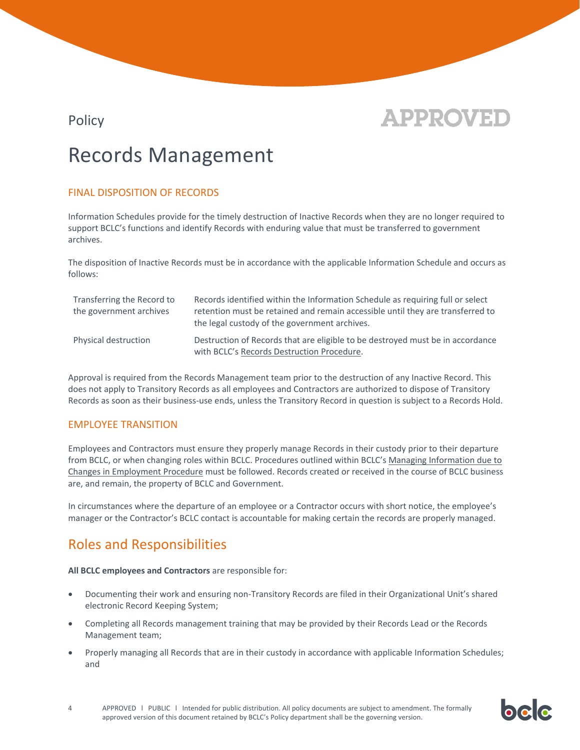Policy

APPROVED

# Records Management

### FINAL DISPOSITION OF RECORDS

Information Schedules provide for the timely destruction of Inactive Records when they are no longer required to support BCLC's functions and identify Records with enduring value that must be transferred to government archives.

The disposition of Inactive Records must be in accordance with the applicable Information Schedule and occurs as follows:

| | |
|---|---|
| Transferring the Record to the government archives | Records identified within the Information Schedule as requiring full or select retention must be retained and remain accessible until they are transferred to the legal custody of the government archives. |
| Physical destruction | Destruction of Records that are eligible to be destroyed must be in accordance with BCLC's Records Destruction Procedure. |

Approval is required from the Records Management team prior to the destruction of any Inactive Record. This does not apply to Transitory Records as all employees and Contractors are authorized to dispose of Transitory Records as soon as their business-use ends, unless the Transitory Record in question is subject to a Records Hold.

### EMPLOYEE TRANSITION

Employees and Contractors must ensure they properly manage Records in their custody prior to their departure from BCLC, or when changing roles within BCLC. Procedures outlined within BCLC's Managing Information due to Changes in Employment Procedure must be followed. Records created or received in the course of BCLC business are, and remain, the property of BCLC and Government.

In circumstances where the departure of an employee or a Contractor occurs with short notice, the employee's manager or the Contractor's BCLC contact is accountable for making certain the records are properly managed.

## Roles and Responsibilities

**All BCLC employees and Contractors** are responsible for:

- Documenting their work and ensuring non-Transitory Records are filed in their Organizational Unit's shared electronic Record Keeping System;
- Completing all Records management training that may be provided by their Records Lead or the Records Management team;
- Properly managing all Records that are in their custody in accordance with applicable Information Schedules; and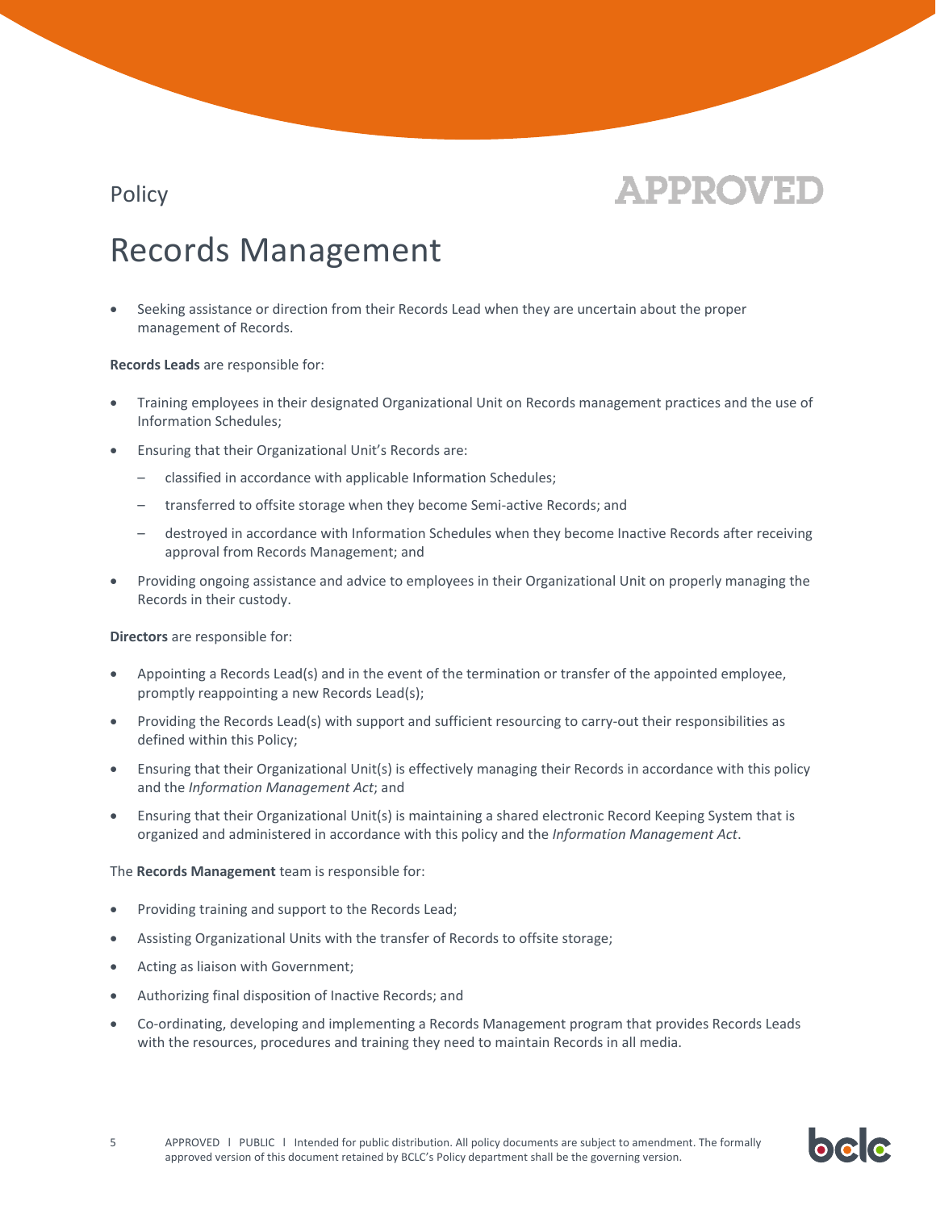- Seeking assistance or direction from their Records Lead when they are uncertain about the proper management of Records.

**Records Leads** are responsible for:

- Training employees in their designated Organizational Unit on Records management practices and the use of Information Schedules;
- Ensuring that their Organizational Unit's Records are:
  - classified in accordance with applicable Information Schedules;
  - transferred to offsite storage when they become Semi-active Records; and
  - destroyed in accordance with Information Schedules when they become Inactive Records after receiving approval from Records Management; and
- Providing ongoing assistance and advice to employees in their Organizational Unit on properly managing the Records in their custody.

**Directors** are responsible for:

- Appointing a Records Lead(s) and in the event of the termination or transfer of the appointed employee, promptly reappointing a new Records Lead(s);
- Providing the Records Lead(s) with support and sufficient resourcing to carry-out their responsibilities as defined within this Policy;
- Ensuring that their Organizational Unit(s) is effectively managing their Records in accordance with this policy and the *Information Management Act*; and
- Ensuring that their Organizational Unit(s) is maintaining a shared electronic Record Keeping System that is organized and administered in accordance with this policy and the *Information Management Act*.

The **Records Management** team is responsible for:

- Providing training and support to the Records Lead;
- Assisting Organizational Units with the transfer of Records to offsite storage;
- Acting as liaison with Government;
- Authorizing final disposition of Inactive Records; and
- Co-ordinating, developing and implementing a Records Management program that provides Records Leads with the resources, procedures and training they need to maintain Records in all media.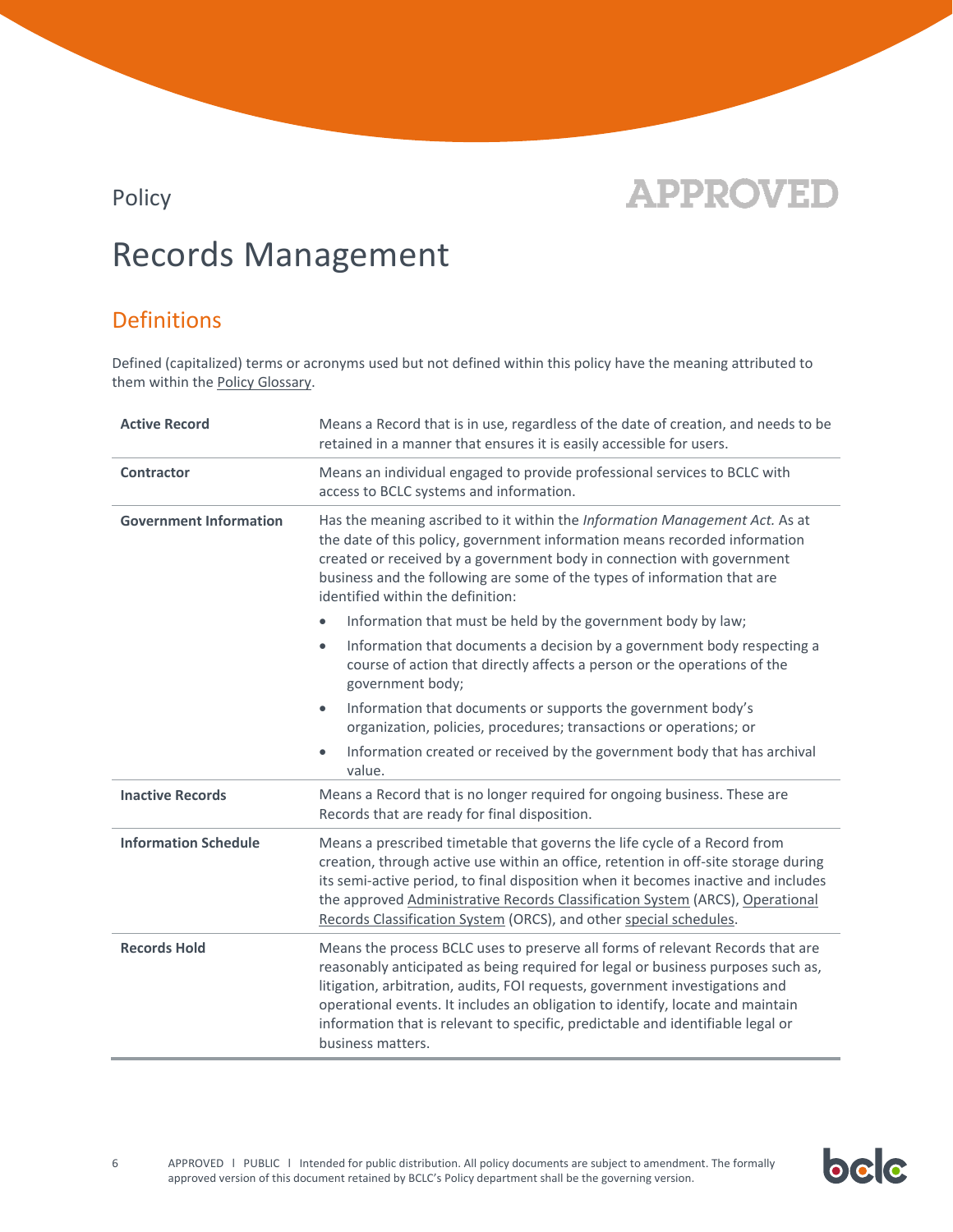Policy

APPROVED

# Records Management

## Definitions

Defined (capitalized) terms or acronyms used but not defined within this policy have the meaning attributed to them within the Policy Glossary.

| | |
|---|---|
| **Active Record** | Means a Record that is in use, regardless of the date of creation, and needs to be retained in a manner that ensures it is easily accessible for users. |
| **Contractor** | Means an individual engaged to provide professional services to BCLC with access to BCLC systems and information. |
| **Government Information** | Has the meaning ascribed to it within the *Information Management Act.* As at the date of this policy, government information means recorded information created or received by a government body in connection with government business and the following are some of the types of information that are identified within the definition: <br>• Information that must be held by the government body by law; <br>• Information that documents a decision by a government body respecting a course of action that directly affects a person or the operations of the government body; <br>• Information that documents or supports the government body's organization, policies, procedures; transactions or operations; or <br>• Information created or received by the government body that has archival value. |
| **Inactive Records** | Means a Record that is no longer required for ongoing business. These are Records that are ready for final disposition. |
| **Information Schedule** | Means a prescribed timetable that governs the life cycle of a Record from creation, through active use within an office, retention in off-site storage during its semi-active period, to final disposition when it becomes inactive and includes the approved Administrative Records Classification System (ARCS), Operational Records Classification System (ORCS), and other special schedules. |
| **Records Hold** | Means the process BCLC uses to preserve all forms of relevant Records that are reasonably anticipated as being required for legal or business purposes such as, litigation, arbitration, audits, FOI requests, government investigations and operational events. It includes an obligation to identify, locate and maintain information that is relevant to specific, predictable and identifiable legal or business matters. |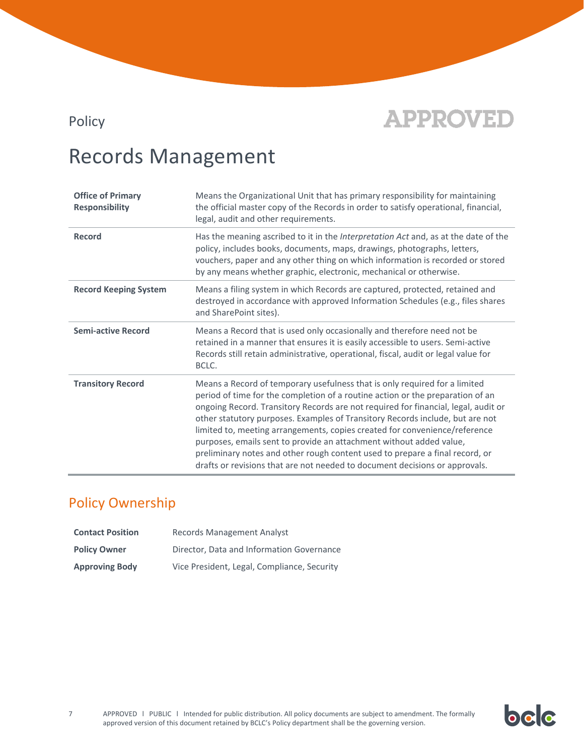Policy

APPROVED

# Records Management

| | |
|---|---|
| **Office of Primary Responsibility** | Means the Organizational Unit that has primary responsibility for maintaining the official master copy of the Records in order to satisfy operational, financial, legal, audit and other requirements. |
| **Record** | Has the meaning ascribed to it in the *Interpretation Act* and, as at the date of the policy, includes books, documents, maps, drawings, photographs, letters, vouchers, paper and any other thing on which information is recorded or stored by any means whether graphic, electronic, mechanical or otherwise. |
| **Record Keeping System** | Means a filing system in which Records are captured, protected, retained and destroyed in accordance with approved Information Schedules (e.g., files shares and SharePoint sites). |
| **Semi-active Record** | Means a Record that is used only occasionally and therefore need not be retained in a manner that ensures it is easily accessible to users. Semi-active Records still retain administrative, operational, fiscal, audit or legal value for BCLC. |
| **Transitory Record** | Means a Record of temporary usefulness that is only required for a limited period of time for the completion of a routine action or the preparation of an ongoing Record. Transitory Records are not required for financial, legal, audit or other statutory purposes. Examples of Transitory Records include, but are not limited to, meeting arrangements, copies created for convenience/reference purposes, emails sent to provide an attachment without added value, preliminary notes and other rough content used to prepare a final record, or drafts or revisions that are not needed to document decisions or approvals. |

## Policy Ownership

| | |
|---|---|
| **Contact Position** | Records Management Analyst |
| **Policy Owner** | Director, Data and Information Governance |
| **Approving Body** | Vice President, Legal, Compliance, Security |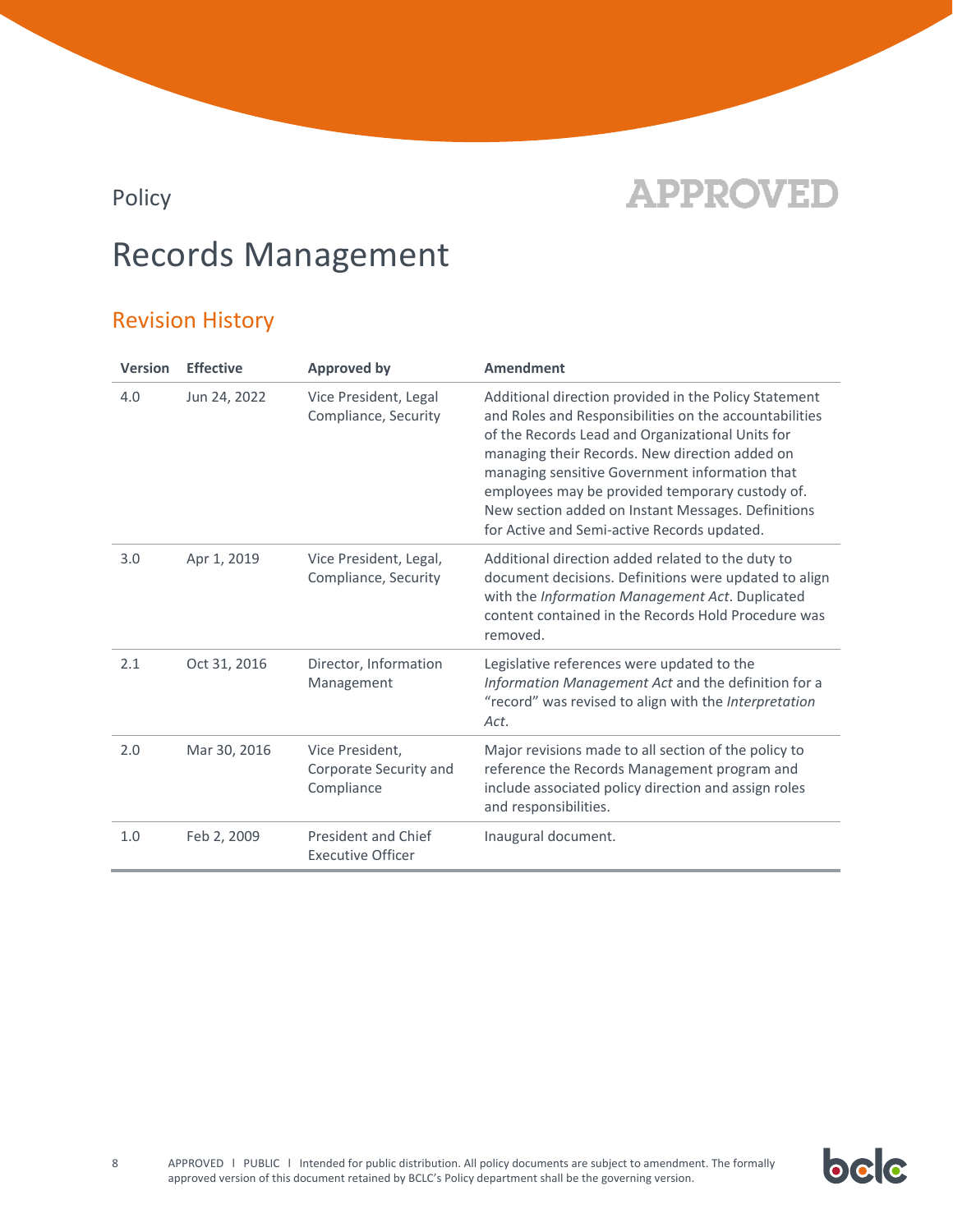Policy

APPROVED

# Records Management

## Revision History

| Version | Effective | Approved by | Amendment |
|---|---|---|---|
| 4.0 | Jun 24, 2022 | Vice President, Legal Compliance, Security | Additional direction provided in the Policy Statement and Roles and Responsibilities on the accountabilities of the Records Lead and Organizational Units for managing their Records. New direction added on managing sensitive Government information that employees may be provided temporary custody of. New section added on Instant Messages. Definitions for Active and Semi-active Records updated. |
| 3.0 | Apr 1, 2019 | Vice President, Legal, Compliance, Security | Additional direction added related to the duty to document decisions. Definitions were updated to align with the *Information Management Act*. Duplicated content contained in the Records Hold Procedure was removed. |
| 2.1 | Oct 31, 2016 | Director, Information Management | Legislative references were updated to the *Information Management Act* and the definition for a "record" was revised to align with the *Interpretation Act*. |
| 2.0 | Mar 30, 2016 | Vice President, Corporate Security and Compliance | Major revisions made to all section of the policy to reference the Records Management program and include associated policy direction and assign roles and responsibilities. |
| 1.0 | Feb 2, 2009 | President and Chief Executive Officer | Inaugural document. |

APPROVED I PUBLIC I Intended for public distribution. All policy documents are subject to amendment. The formally approved version of this document retained by BCLC's Policy department shall be the governing version.